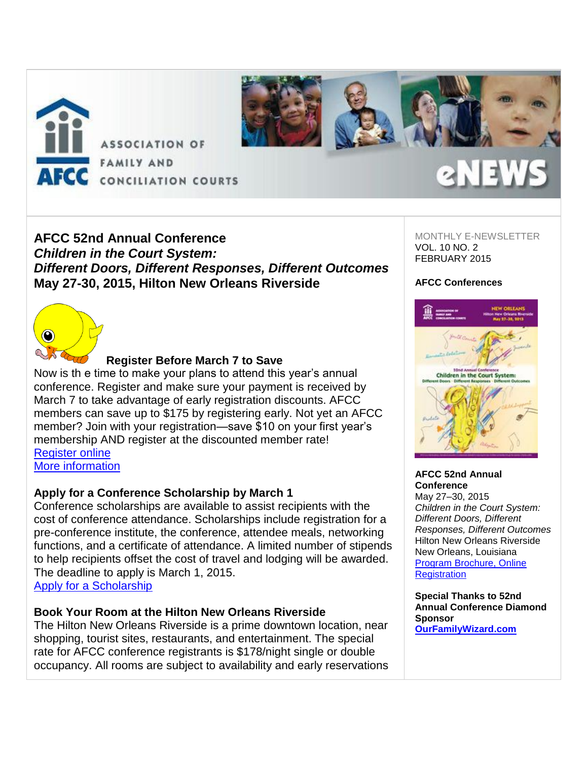# AFCC 52nd Annual Conference
## *Children in the Court System: Different Doors, Different Responses, Different Outcomes*
## May 27-30, 2015, Hilton New Orleans Riverside

### Register Before March 7 to Save

Now is th e time to make your plans to attend this year's annual conference. Register and make sure your payment is received by March 7 to take advantage of early registration discounts. AFCC members can save up to $175 by registering early. Not yet an AFCC member? Join with your registration—save $10 on your first year's membership AND register at the discounted member rate!

Register online

More information

### Apply for a Conference Scholarship by March 1

Conference scholarships are available to assist recipients with the cost of conference attendance. Scholarships include registration for a pre-conference institute, the conference, attendee meals, networking functions, and a certificate of attendance. A limited number of stipends to help recipients offset the cost of travel and lodging will be awarded. The deadline to apply is March 1, 2015.

Apply for a Scholarship

### Book Your Room at the Hilton New Orleans Riverside

The Hilton New Orleans Riverside is a prime downtown location, near shopping, tourist sites, restaurants, and entertainment. The special rate for AFCC conference registrants is $178/night single or double occupancy. All rooms are subject to availability and early reservations

---

MONTHLY E-NEWSLETTER
VOL. 10 NO. 2
FEBRUARY 2015

**AFCC Conferences**

**AFCC 52nd Annual Conference**
May 27–30, 2015
*Children in the Court System: Different Doors, Different Responses, Different Outcomes*
Hilton New Orleans Riverside
New Orleans, Louisiana
Program Brochure, Online Registration

**Special Thanks to 52nd Annual Conference Diamond Sponsor**
**OurFamilyWizard.com**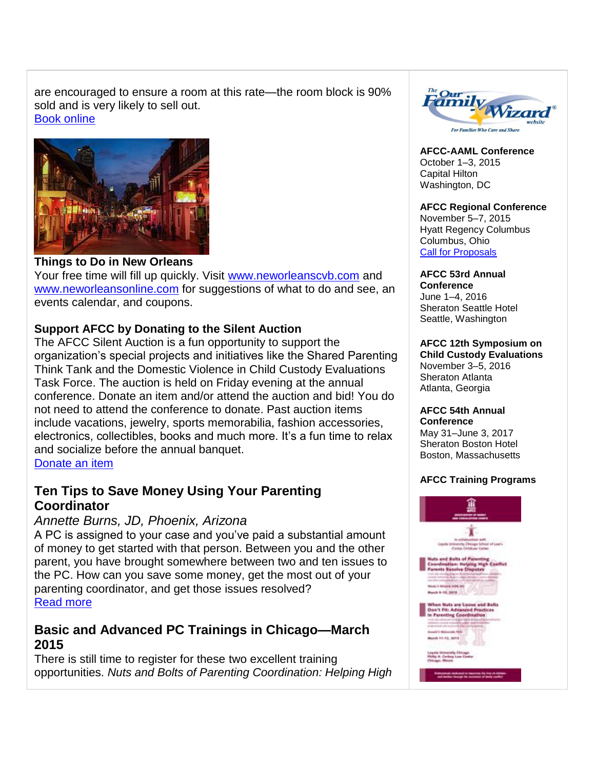are encouraged to ensure a room at this rate—the room block is 90% sold and is very likely to sell out.
[Book online]

**Things to Do in New Orleans**
Your free time will fill up quickly. Visit www.neworleanscvb.com and www.neworleansonline.com for suggestions of what to do and see, an events calendar, and coupons.

**Support AFCC by Donating to the Silent Auction**
The AFCC Silent Auction is a fun opportunity to support the organization's special projects and initiatives like the Shared Parenting Think Tank and the Domestic Violence in Child Custody Evaluations Task Force. The auction is held on Friday evening at the annual conference. Donate an item and/or attend the auction and bid! You do not need to attend the conference to donate. Past auction items include vacations, jewelry, sports memorabilia, fashion accessories, electronics, collectibles, books and much more. It's a fun time to relax and socialize before the annual banquet.
[Donate an item]

## Ten Tips to Save Money Using Your Parenting Coordinator

*Annette Burns, JD, Phoenix, Arizona*
A PC is assigned to your case and you've paid a substantial amount of money to get started with that person. Between you and the other parent, you have brought somewhere between two and ten issues to the PC. How can you save some money, get the most out of your parenting coordinator, and get those issues resolved?
[Read more]

## Basic and Advanced PC Trainings in Chicago—March 2015

There is still time to register for these two excellent training opportunities. *Nuts and Bolts of Parenting Coordination: Helping High*

**AFCC-AAML Conference**
October 1–3, 2015
Capital Hilton
Washington, DC

**AFCC Regional Conference**
November 5–7, 2015
Hyatt Regency Columbus
Columbus, Ohio
[Call for Proposals]

**AFCC 53rd Annual Conference**
June 1–4, 2016
Sheraton Seattle Hotel
Seattle, Washington

**AFCC 12th Symposium on Child Custody Evaluations**
November 3–5, 2016
Sheraton Atlanta
Atlanta, Georgia

**AFCC 54th Annual Conference**
May 31–June 3, 2017
Sheraton Boston Hotel
Boston, Massachusetts

**AFCC Training Programs**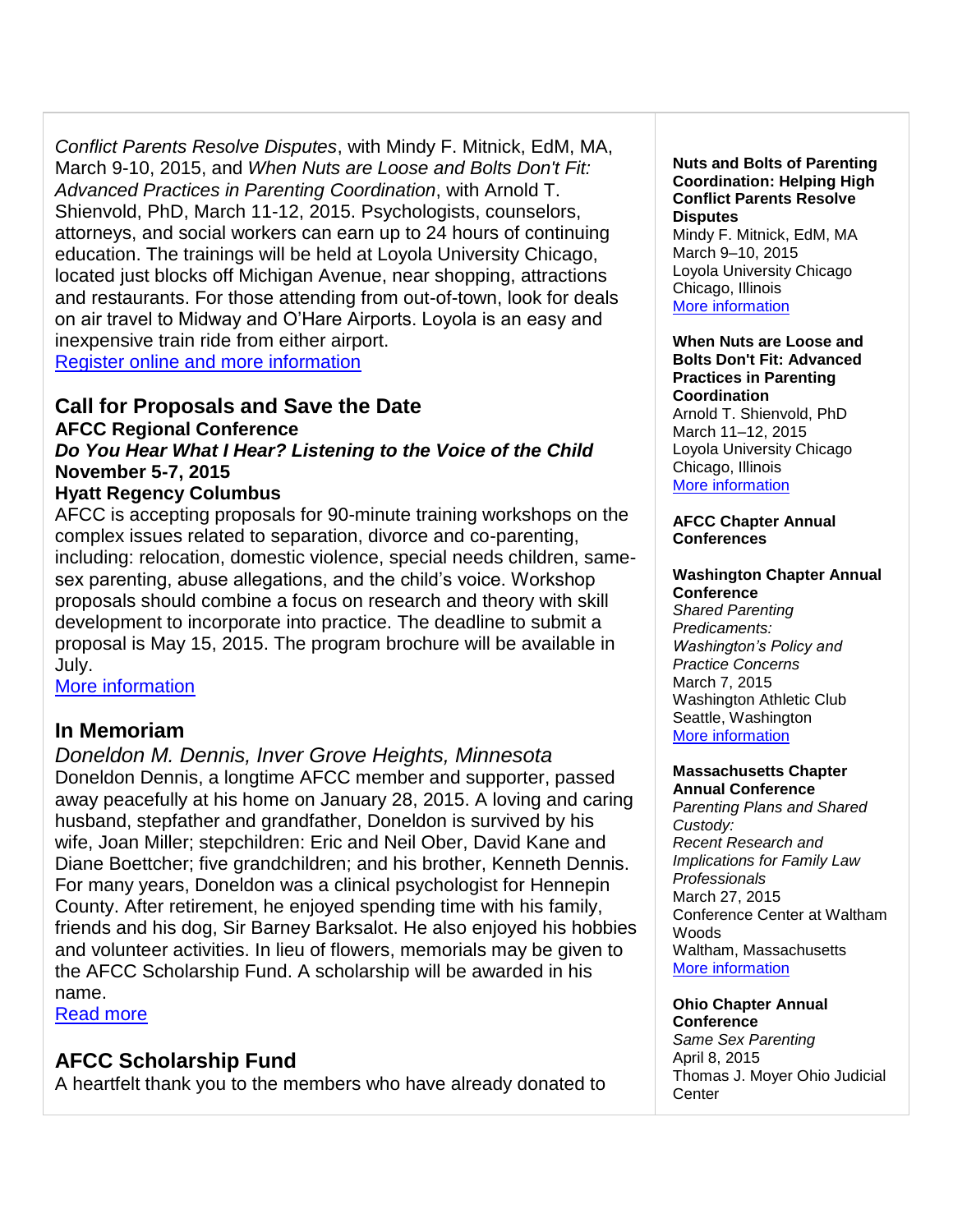*Conflict Parents Resolve Disputes*, with Mindy F. Mitnick, EdM, MA, March 9-10, 2015, and *When Nuts are Loose and Bolts Don't Fit: Advanced Practices in Parenting Coordination*, with Arnold T. Shienvold, PhD, March 11-12, 2015. Psychologists, counselors, attorneys, and social workers can earn up to 24 hours of continuing education. The trainings will be held at Loyola University Chicago, located just blocks off Michigan Avenue, near shopping, attractions and restaurants. For those attending from out-of-town, look for deals on air travel to Midway and O'Hare Airports. Loyola is an easy and inexpensive train ride from either airport.
Register online and more information

## Call for Proposals and Save the Date

**AFCC Regional Conference**
***Do You Hear What I Hear? Listening to the Voice of the Child***
**November 5-7, 2015**
**Hyatt Regency Columbus**

AFCC is accepting proposals for 90-minute training workshops on the complex issues related to separation, divorce and co-parenting, including: relocation, domestic violence, special needs children, same-sex parenting, abuse allegations, and the child's voice. Workshop proposals should combine a focus on research and theory with skill development to incorporate into practice. The deadline to submit a proposal is May 15, 2015. The program brochure will be available in July.
More information

## In Memoriam

*Doneldon M. Dennis, Inver Grove Heights, Minnesota*
Doneldon Dennis, a longtime AFCC member and supporter, passed away peacefully at his home on January 28, 2015. A loving and caring husband, stepfather and grandfather, Doneldon is survived by his wife, Joan Miller; stepchildren: Eric and Neil Ober, David Kane and Diane Boettcher; five grandchildren; and his brother, Kenneth Dennis. For many years, Doneldon was a clinical psychologist for Hennepin County. After retirement, he enjoyed spending time with his family, friends and his dog, Sir Barney Barksalot. He also enjoyed his hobbies and volunteer activities. In lieu of flowers, memorials may be given to the AFCC Scholarship Fund. A scholarship will be awarded in his name.
Read more

## AFCC Scholarship Fund

A heartfelt thank you to the members who have already donated to

**Nuts and Bolts of Parenting Coordination: Helping High Conflict Parents Resolve Disputes**
Mindy F. Mitnick, EdM, MA
March 9–10, 2015
Loyola University Chicago
Chicago, Illinois
More information

**When Nuts are Loose and Bolts Don't Fit: Advanced Practices in Parenting Coordination**
Arnold T. Shienvold, PhD
March 11–12, 2015
Loyola University Chicago
Chicago, Illinois
More information

**AFCC Chapter Annual Conferences**

**Washington Chapter Annual Conference**
*Shared Parenting Predicaments: Washington's Policy and Practice Concerns*
March 7, 2015
Washington Athletic Club
Seattle, Washington
More information

**Massachusetts Chapter Annual Conference**
*Parenting Plans and Shared Custody: Recent Research and Implications for Family Law Professionals*
March 27, 2015
Conference Center at Waltham Woods
Waltham, Massachusetts
More information

**Ohio Chapter Annual Conference**
*Same Sex Parenting*
April 8, 2015
Thomas J. Moyer Ohio Judicial Center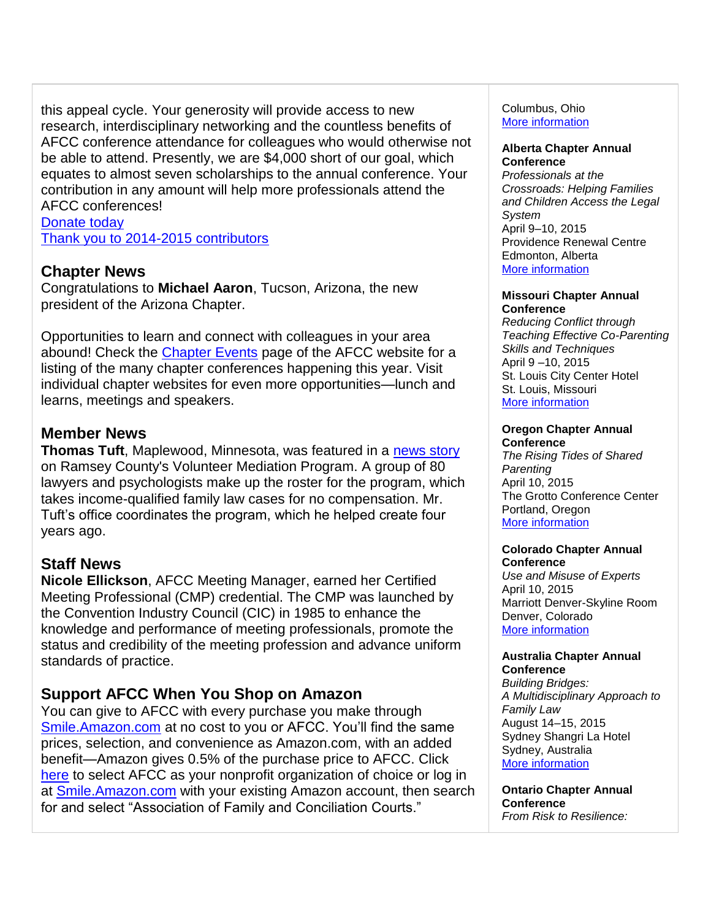this appeal cycle. Your generosity will provide access to new research, interdisciplinary networking and the countless benefits of AFCC conference attendance for colleagues who would otherwise not be able to attend. Presently, we are $4,000 short of our goal, which equates to almost seven scholarships to the annual conference. Your contribution in any amount will help more professionals attend the AFCC conferences!

[Donate today](#)
[Thank you to 2014-2015 contributors](#)

## Chapter News

Congratulations to **Michael Aaron**, Tucson, Arizona, the new president of the Arizona Chapter.

Opportunities to learn and connect with colleagues in your area abound! Check the [Chapter Events](#) page of the AFCC website for a listing of the many chapter conferences happening this year. Visit individual chapter websites for even more opportunities—lunch and learns, meetings and speakers.

## Member News

**Thomas Tuft**, Maplewood, Minnesota, was featured in a [news story](#) on Ramsey County's Volunteer Mediation Program. A group of 80 lawyers and psychologists make up the roster for the program, which takes income-qualified family law cases for no compensation. Mr. Tuft's office coordinates the program, which he helped create four years ago.

## Staff News

**Nicole Ellickson**, AFCC Meeting Manager, earned her Certified Meeting Professional (CMP) credential. The CMP was launched by the Convention Industry Council (CIC) in 1985 to enhance the knowledge and performance of meeting professionals, promote the status and credibility of the meeting profession and advance uniform standards of practice.

## Support AFCC When You Shop on Amazon

You can give to AFCC with every purchase you make through [Smile.Amazon.com](#) at no cost to you or AFCC. You'll find the same prices, selection, and convenience as Amazon.com, with an added benefit—Amazon gives 0.5% of the purchase price to AFCC. Click [here](#) to select AFCC as your nonprofit organization of choice or log in at [Smile.Amazon.com](#) with your existing Amazon account, then search for and select "Association of Family and Conciliation Courts."

Columbus, Ohio
[More information](#)

**Alberta Chapter Annual Conference**
*Professionals at the Crossroads: Helping Families and Children Access the Legal System*
April 9–10, 2015
Providence Renewal Centre
Edmonton, Alberta
[More information](#)

**Missouri Chapter Annual Conference**
*Reducing Conflict through Teaching Effective Co-Parenting Skills and Techniques*
April 9 –10, 2015
St. Louis City Center Hotel
St. Louis, Missouri
[More information](#)

**Oregon Chapter Annual Conference**
*The Rising Tides of Shared Parenting*
April 10, 2015
The Grotto Conference Center
Portland, Oregon
[More information](#)

**Colorado Chapter Annual Conference**
*Use and Misuse of Experts*
April 10, 2015
Marriott Denver-Skyline Room
Denver, Colorado
[More information](#)

**Australia Chapter Annual Conference**
*Building Bridges: A Multidisciplinary Approach to Family Law*
August 14–15, 2015
Sydney Shangri La Hotel
Sydney, Australia
[More information](#)

**Ontario Chapter Annual Conference**
*From Risk to Resilience:*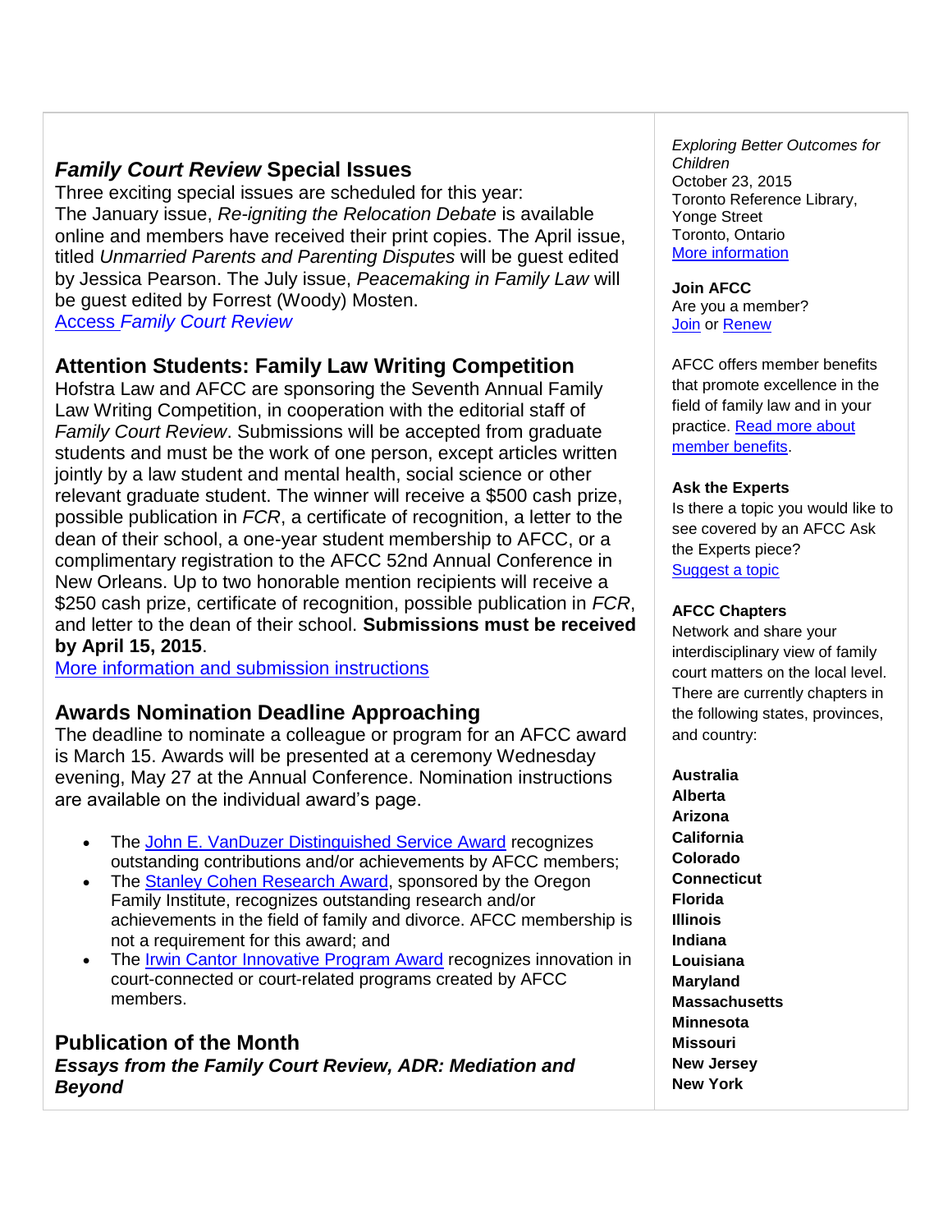## *Family Court Review* Special Issues

Three exciting special issues are scheduled for this year:
The January issue, *Re-igniting the Relocation Debate* is available online and members have received their print copies. The April issue, titled *Unmarried Parents and Parenting Disputes* will be guest edited by Jessica Pearson. The July issue, *Peacemaking in Family Law* will be guest edited by Forrest (Woody) Mosten.
[Access *Family Court Review*]

## Attention Students: Family Law Writing Competition

Hofstra Law and AFCC are sponsoring the Seventh Annual Family Law Writing Competition, in cooperation with the editorial staff of *Family Court Review*. Submissions will be accepted from graduate students and must be the work of one person, except articles written jointly by a law student and mental health, social science or other relevant graduate student. The winner will receive a $500 cash prize, possible publication in *FCR*, a certificate of recognition, a letter to the dean of their school, a one-year student membership to AFCC, or a complimentary registration to the AFCC 52nd Annual Conference in New Orleans. Up to two honorable mention recipients will receive a $250 cash prize, certificate of recognition, possible publication in *FCR*, and letter to the dean of their school. **Submissions must be received by April 15, 2015**.
[More information and submission instructions]

## Awards Nomination Deadline Approaching

The deadline to nominate a colleague or program for an AFCC award is March 15. Awards will be presented at a ceremony Wednesday evening, May 27 at the Annual Conference. Nomination instructions are available on the individual award's page.

- The [John E. VanDuzer Distinguished Service Award] recognizes outstanding contributions and/or achievements by AFCC members;
- The [Stanley Cohen Research Award], sponsored by the Oregon Family Institute, recognizes outstanding research and/or achievements in the field of family and divorce. AFCC membership is not a requirement for this award; and
- The [Irwin Cantor Innovative Program Award] recognizes innovation in court-connected or court-related programs created by AFCC members.

## Publication of the Month

***Essays from the Family Court Review, ADR: Mediation and Beyond***

*Exploring Better Outcomes for Children*
October 23, 2015
Toronto Reference Library, Yonge Street
Toronto, Ontario
[More information]

**Join AFCC**
Are you a member?
[Join] or [Renew]

AFCC offers member benefits that promote excellence in the field of family law and in your practice. [Read more about member benefits].

**Ask the Experts**
Is there a topic you would like to see covered by an AFCC Ask the Experts piece?
[Suggest a topic]

**AFCC Chapters**
Network and share your interdisciplinary view of family court matters on the local level. There are currently chapters in the following states, provinces, and country:

**Australia**
**Alberta**
**Arizona**
**California**
**Colorado**
**Connecticut**
**Florida**
**Illinois**
**Indiana**
**Louisiana**
**Maryland**
**Massachusetts**
**Minnesota**
**Missouri**
**New Jersey**
**New York**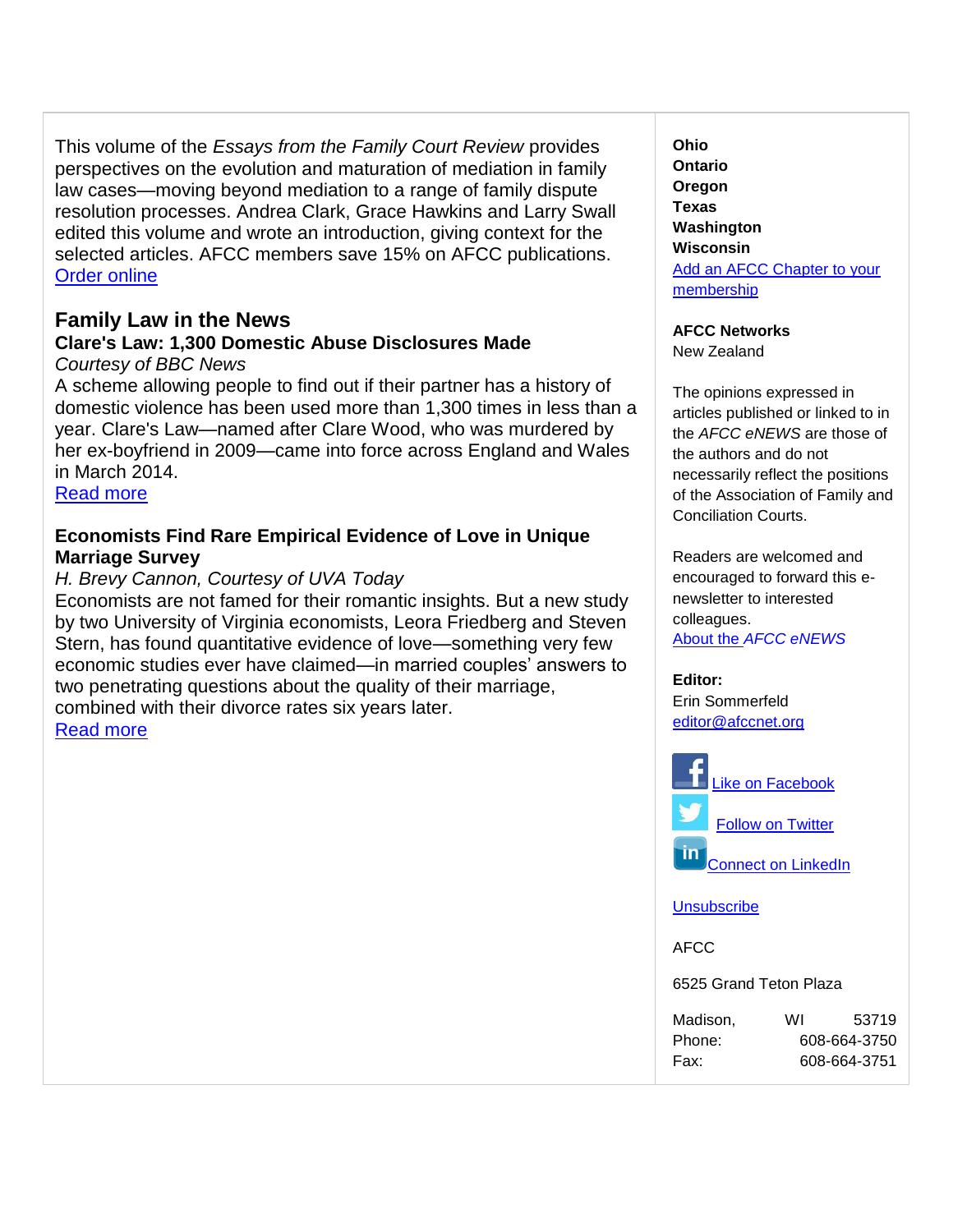This volume of the *Essays from the Family Court Review* provides perspectives on the evolution and maturation of mediation in family law cases—moving beyond mediation to a range of family dispute resolution processes. Andrea Clark, Grace Hawkins and Larry Swall edited this volume and wrote an introduction, giving context for the selected articles. AFCC members save 15% on AFCC publications.
Order online

## Family Law in the News

### Clare's Law: 1,300 Domestic Abuse Disclosures Made

*Courtesy of BBC News*

A scheme allowing people to find out if their partner has a history of domestic violence has been used more than 1,300 times in less than a year. Clare's Law—named after Clare Wood, who was murdered by her ex-boyfriend in 2009—came into force across England and Wales in March 2014.
Read more

### Economists Find Rare Empirical Evidence of Love in Unique Marriage Survey

*H. Brevy Cannon, Courtesy of UVA Today*

Economists are not famed for their romantic insights. But a new study by two University of Virginia economists, Leora Friedberg and Steven Stern, has found quantitative evidence of love—something very few economic studies ever have claimed—in married couples' answers to two penetrating questions about the quality of their marriage, combined with their divorce rates six years later.
Read more

**Ohio**
**Ontario**
**Oregon**
**Texas**
**Washington**
**Wisconsin**
Add an AFCC Chapter to your membership

**AFCC Networks**
New Zealand

The opinions expressed in articles published or linked to in the *AFCC eNEWS* are those of the authors and do not necessarily reflect the positions of the Association of Family and Conciliation Courts.

Readers are welcomed and encouraged to forward this e-newsletter to interested colleagues.
About the *AFCC eNEWS*

**Editor:**
Erin Sommerfeld
editor@afccnet.org

Like on Facebook

Follow on Twitter

Connect on LinkedIn

Unsubscribe

AFCC

6525 Grand Teton Plaza

Madison, WI 53719
Phone: 608-664-3750
Fax: 608-664-3751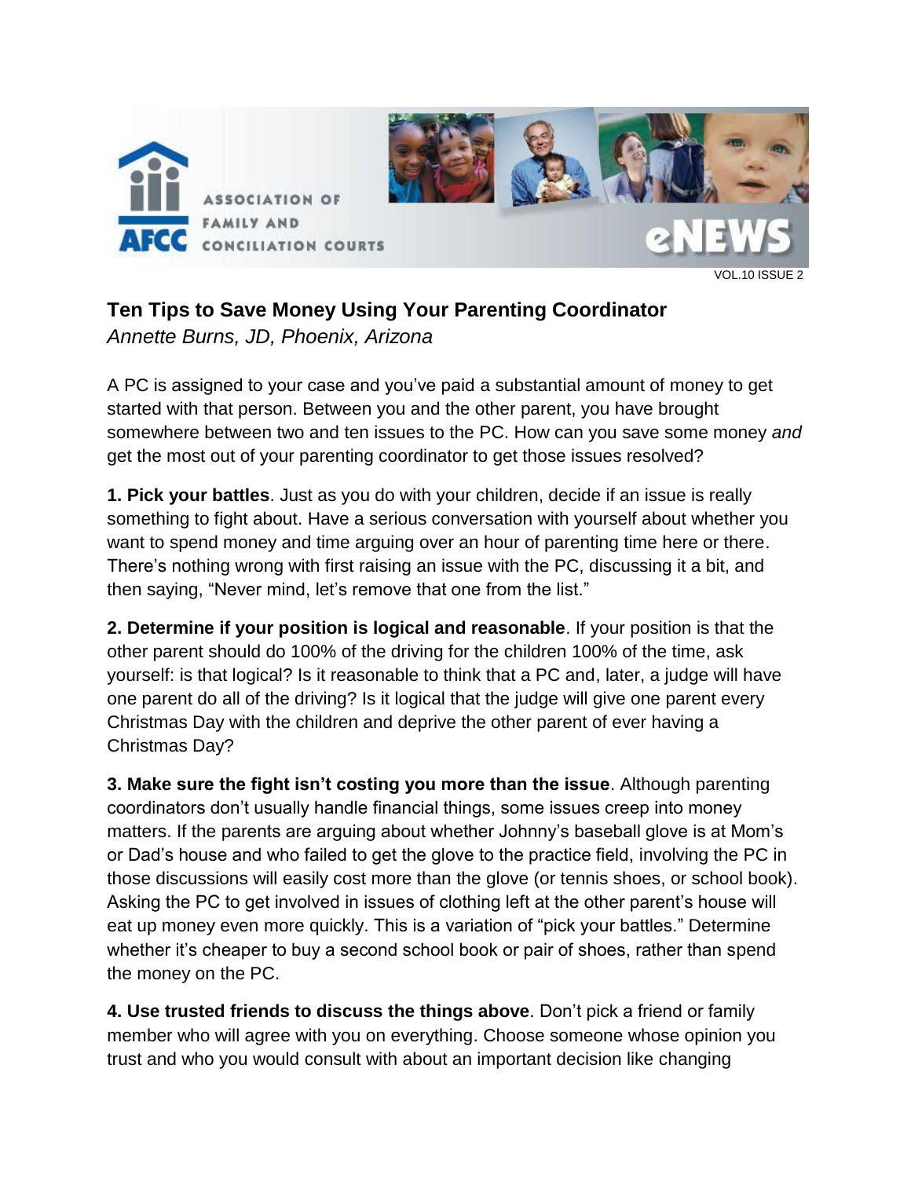# Ten Tips to Save Money Using Your Parenting Coordinator

*Annette Burns, JD, Phoenix, Arizona*

A PC is assigned to your case and you've paid a substantial amount of money to get started with that person. Between you and the other parent, you have brought somewhere between two and ten issues to the PC. How can you save some money *and* get the most out of your parenting coordinator to get those issues resolved?

**1. Pick your battles**. Just as you do with your children, decide if an issue is really something to fight about. Have a serious conversation with yourself about whether you want to spend money and time arguing over an hour of parenting time here or there. There's nothing wrong with first raising an issue with the PC, discussing it a bit, and then saying, "Never mind, let's remove that one from the list."

**2. Determine if your position is logical and reasonable**. If your position is that the other parent should do 100% of the driving for the children 100% of the time, ask yourself: is that logical? Is it reasonable to think that a PC and, later, a judge will have one parent do all of the driving? Is it logical that the judge will give one parent every Christmas Day with the children and deprive the other parent of ever having a Christmas Day?

**3. Make sure the fight isn't costing you more than the issue**. Although parenting coordinators don't usually handle financial things, some issues creep into money matters. If the parents are arguing about whether Johnny's baseball glove is at Mom's or Dad's house and who failed to get the glove to the practice field, involving the PC in those discussions will easily cost more than the glove (or tennis shoes, or school book). Asking the PC to get involved in issues of clothing left at the other parent's house will eat up money even more quickly. This is a variation of "pick your battles." Determine whether it's cheaper to buy a second school book or pair of shoes, rather than spend the money on the PC.

**4. Use trusted friends to discuss the things above**. Don't pick a friend or family member who will agree with you on everything. Choose someone whose opinion you trust and who you would consult with about an important decision like changing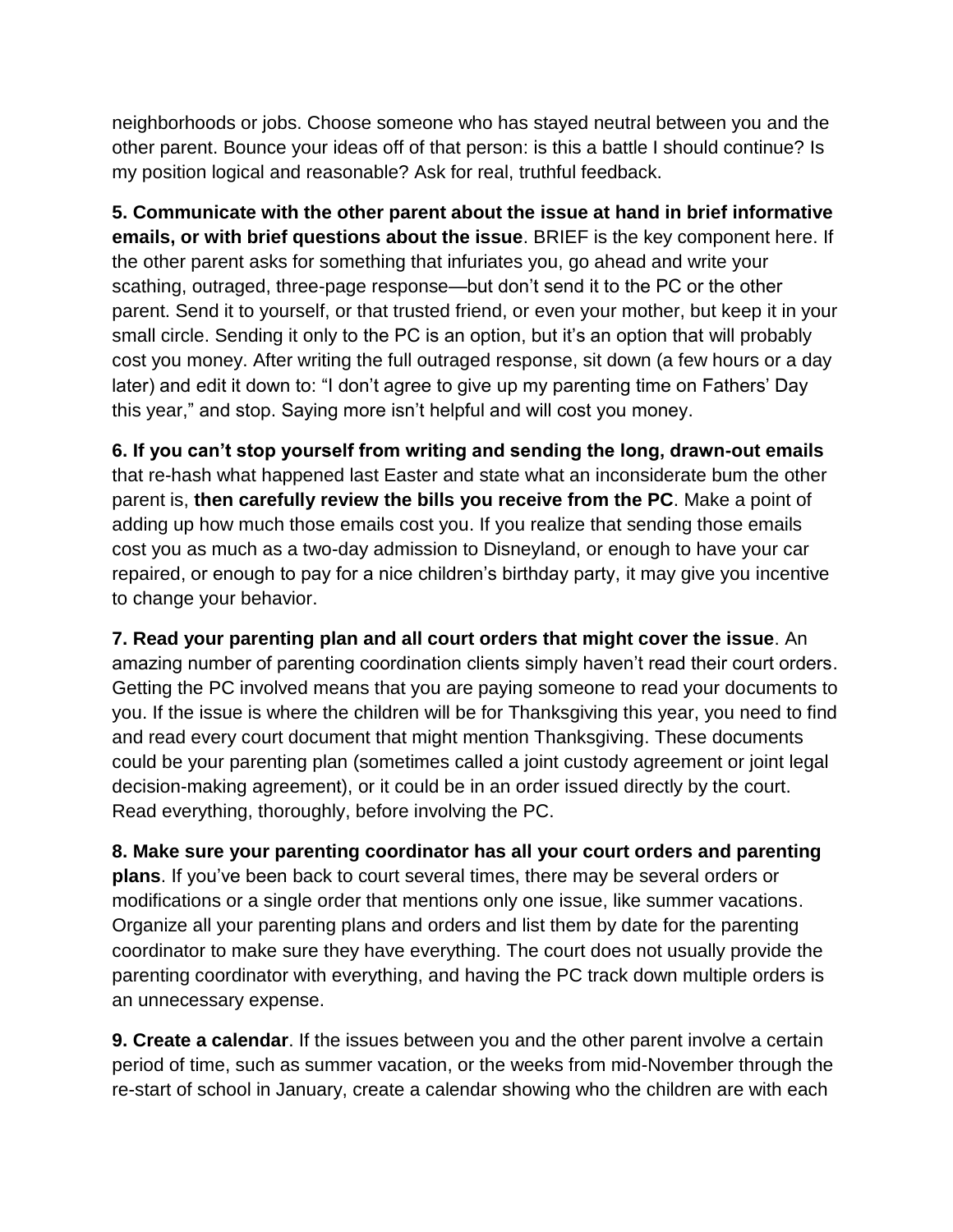neighborhoods or jobs. Choose someone who has stayed neutral between you and the other parent. Bounce your ideas off of that person: is this a battle I should continue? Is my position logical and reasonable? Ask for real, truthful feedback.

**5. Communicate with the other parent about the issue at hand in brief informative emails, or with brief questions about the issue**. BRIEF is the key component here. If the other parent asks for something that infuriates you, go ahead and write your scathing, outraged, three-page response—but don't send it to the PC or the other parent. Send it to yourself, or that trusted friend, or even your mother, but keep it in your small circle. Sending it only to the PC is an option, but it's an option that will probably cost you money. After writing the full outraged response, sit down (a few hours or a day later) and edit it down to: "I don't agree to give up my parenting time on Fathers' Day this year," and stop. Saying more isn't helpful and will cost you money.

**6. If you can't stop yourself from writing and sending the long, drawn-out emails** that re-hash what happened last Easter and state what an inconsiderate bum the other parent is, **then carefully review the bills you receive from the PC**. Make a point of adding up how much those emails cost you. If you realize that sending those emails cost you as much as a two-day admission to Disneyland, or enough to have your car repaired, or enough to pay for a nice children's birthday party, it may give you incentive to change your behavior.

**7. Read your parenting plan and all court orders that might cover the issue**. An amazing number of parenting coordination clients simply haven't read their court orders. Getting the PC involved means that you are paying someone to read your documents to you. If the issue is where the children will be for Thanksgiving this year, you need to find and read every court document that might mention Thanksgiving. These documents could be your parenting plan (sometimes called a joint custody agreement or joint legal decision-making agreement), or it could be in an order issued directly by the court. Read everything, thoroughly, before involving the PC.

**8. Make sure your parenting coordinator has all your court orders and parenting plans**. If you've been back to court several times, there may be several orders or modifications or a single order that mentions only one issue, like summer vacations. Organize all your parenting plans and orders and list them by date for the parenting coordinator to make sure they have everything. The court does not usually provide the parenting coordinator with everything, and having the PC track down multiple orders is an unnecessary expense.

**9. Create a calendar**. If the issues between you and the other parent involve a certain period of time, such as summer vacation, or the weeks from mid-November through the re-start of school in January, create a calendar showing who the children are with each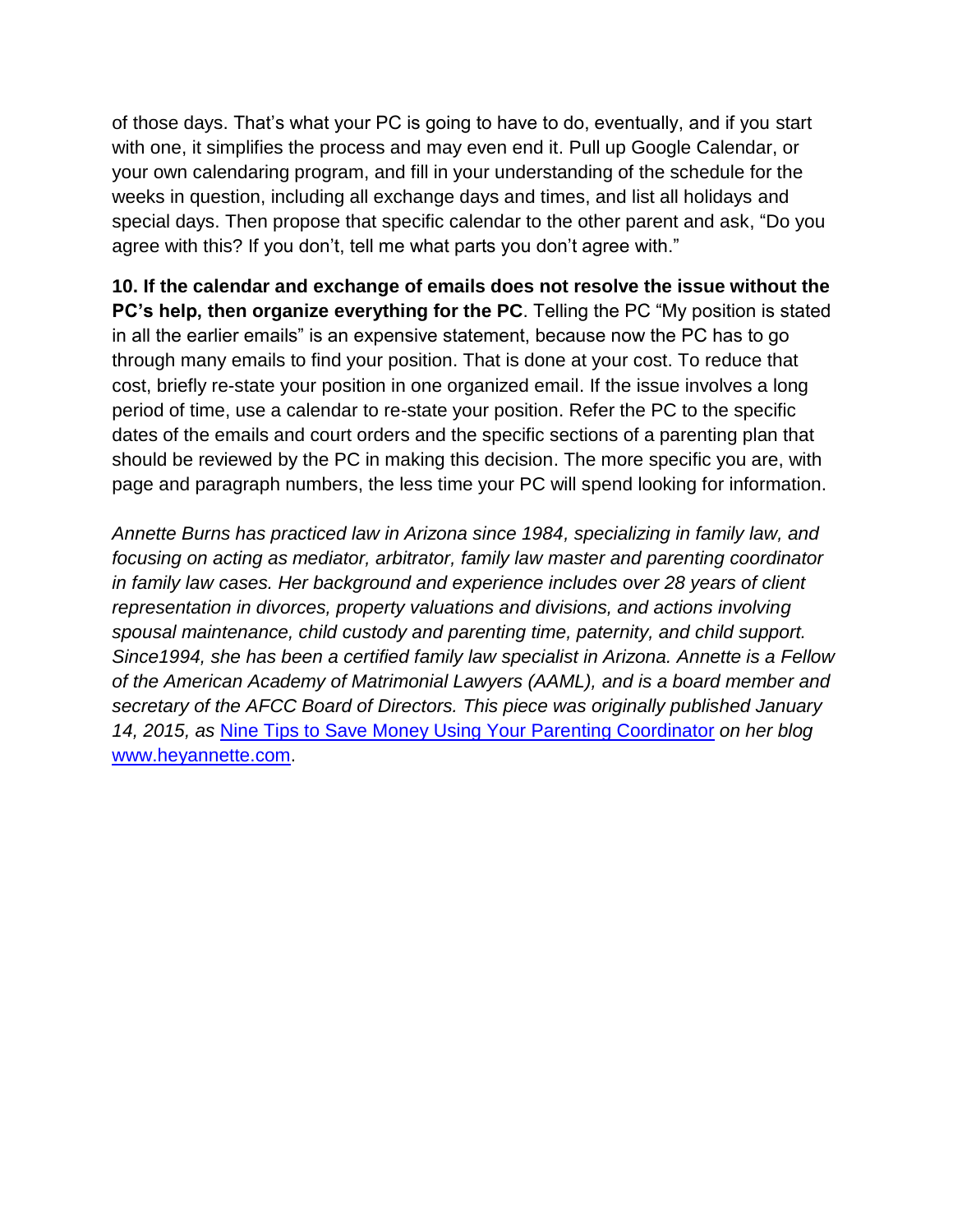of those days. That's what your PC is going to have to do, eventually, and if you start with one, it simplifies the process and may even end it. Pull up Google Calendar, or your own calendaring program, and fill in your understanding of the schedule for the weeks in question, including all exchange days and times, and list all holidays and special days. Then propose that specific calendar to the other parent and ask, "Do you agree with this? If you don't, tell me what parts you don't agree with."

**10. If the calendar and exchange of emails does not resolve the issue without the PC's help, then organize everything for the PC**. Telling the PC "My position is stated in all the earlier emails" is an expensive statement, because now the PC has to go through many emails to find your position. That is done at your cost. To reduce that cost, briefly re-state your position in one organized email. If the issue involves a long period of time, use a calendar to re-state your position. Refer the PC to the specific dates of the emails and court orders and the specific sections of a parenting plan that should be reviewed by the PC in making this decision. The more specific you are, with page and paragraph numbers, the less time your PC will spend looking for information.

*Annette Burns has practiced law in Arizona since 1984, specializing in family law, and focusing on acting as mediator, arbitrator, family law master and parenting coordinator in family law cases. Her background and experience includes over 28 years of client representation in divorces, property valuations and divisions, and actions involving spousal maintenance, child custody and parenting time, paternity, and child support. Since1994, she has been a certified family law specialist in Arizona. Annette is a Fellow of the American Academy of Matrimonial Lawyers (AAML), and is a board member and secretary of the AFCC Board of Directors. This piece was originally published January 14, 2015, as* [Nine Tips to Save Money Using Your Parenting Coordinator](#) *on her blog* [www.heyannette.com](http://www.heyannette.com).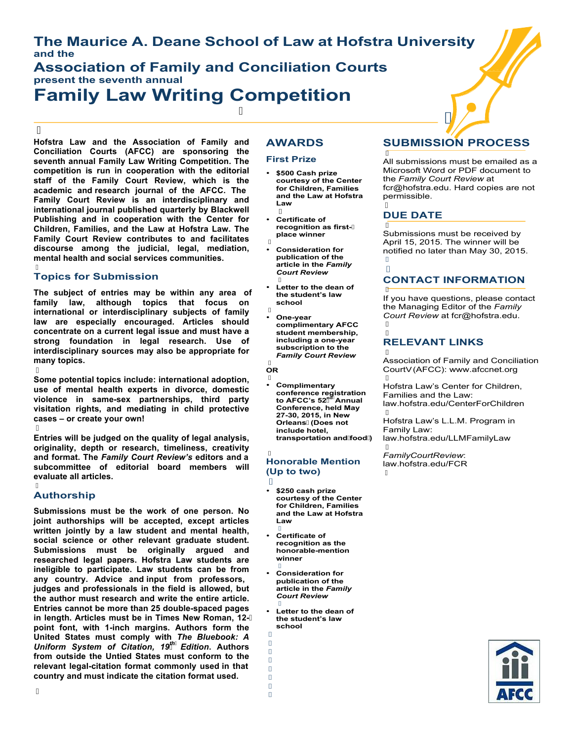# The Maurice A. Deane School of Law at Hofstra University

and the

# Association of Family and Conciliation Courts

present the seventh annual

# Family Law Writing Competition

**Hofstra Law and the Association of Family and Conciliation Courts (AFCC) are sponsoring the seventh annual Family Law Writing Competition. The competition is run in cooperation with the editorial staff of the Family Court Review, which is the academic and research journal of the AFCC. The Family Court Review is an interdisciplinary and international journal published quarterly by Blackwell Publishing and in cooperation with the Center for Children, Families, and the Law at Hofstra Law. The Family Court Review contributes to and facilitates discourse among the judicial, legal, mediation, mental health and social services communities.**

## Topics for Submission

**The subject of entries may be within any area of family law, although topics that focus on international or interdisciplinary subjects of family law are especially encouraged. Articles should concentrate on a current legal issue and must have a strong foundation in legal research. Use of interdisciplinary sources may also be appropriate for many topics.**

**Some potential topics include: international adoption, use of mental health experts in divorce, domestic violence in same-sex partnerships, third party visitation rights, and mediating in child protective cases – or create your own!**

**Entries will be judged on the quality of legal analysis, originality, depth or research, timeliness, creativity and format. The *Family Court Review's* editors and a subcommittee of editorial board members will evaluate all articles.**

## Authorship

**Submissions must be the work of one person. No joint authorships will be accepted, except articles written jointly by a law student and mental health, social science or other relevant graduate student. Submissions must be originally argued and researched legal papers. Hofstra Law students are ineligible to participate. Law students can be from any country. Advice and input from professors, judges and professionals in the field is allowed, but the author must research and write the entire article. Entries cannot be more than 25 double-spaced pages in length. Articles must be in Times New Roman, 12-point font, with 1-inch margins. Authors form the United States must comply with *The Bluebook: A Uniform System of Citation, 19th Edition*. Authors from outside the Untied States must conform to the relevant legal-citation format commonly used in that country and must indicate the citation format used.**

## AWARDS

### First Prize

- **$500 Cash prize courtesy of the Center for Children, Families and the Law at Hofstra Law**
- **Certificate of recognition as first-place winner**
- **Consideration for publication of the article in the *Family Court Review***
- **Letter to the dean of the student's law school**
- **One-year complimentary AFCC student membership, including a one-year subscription to the *Family Court Review***

**OR**

- **Complimentary conference registration to AFCC's 52nd Annual Conference, held May 27-30, 2015, in New Orleans (Does not include hotel, transportation and food)**

### Honorable Mention (Up to two)

- **$250 cash prize courtesy of the Center for Children, Families and the Law at Hofstra Law**
- **Certificate of recognition as the honorable-mention winner**
- **Consideration for publication of the article in the *Family Court Review***
- **Letter to the dean of the student's law school**

## SUBMISSION PROCESS

All submissions must be emailed as a Microsoft Word or PDF document to the *Family Court Review* at fcr@hofstra.edu. Hard copies are not permissible.

## DUE DATE

Submissions must be received by April 15, 2015. The winner will be notified no later than May 30, 2015.

## CONTACT INFORMATION

If you have questions, please contact the Managing Editor of the *Family Court Review* at fcr@hofstra.edu.

## RELEVANT LINKS

Association of Family and Conciliation CourtV (AFCC): www.afccnet.org

Hofstra Law's Center for Children, Families and the Law: law.hofstra.edu/CenterForChildren

Hofstra Law's L.L.M. Program in Family Law: law.hofstra.edu/LLMFamilyLaw

*FamilyCourtReview*: law.hofstra.edu/FCR

AFCC